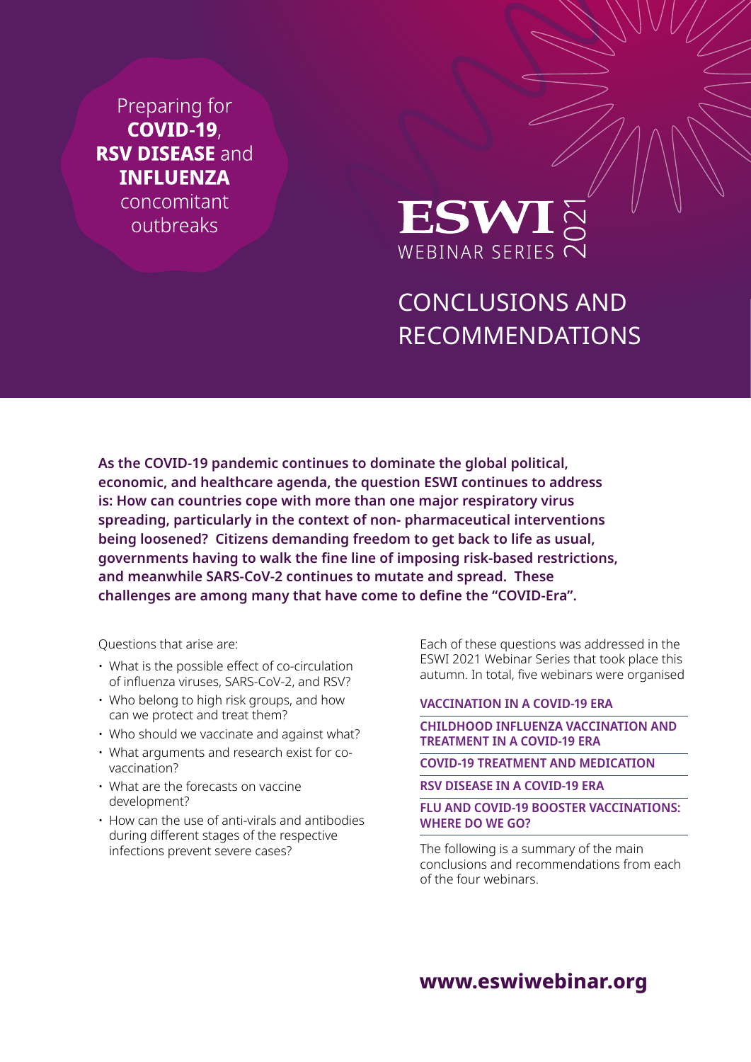Preparing for **COVID-19**, **RSV DISEASE** and **INFLUENZA** concomitant outbreaks

# ESWI WEBINAR SERIES 2021

# CONCLUSIONS AND RECOMMENDATIONS

**As the COVID-19 pandemic continues to dominate the global political, economic, and healthcare agenda, the question ESWI continues to address is: How can countries cope with more than one major respiratory virus spreading, particularly in the context of non- pharmaceutical interventions being loosened? Citizens demanding freedom to get back to life as usual, governments having to walk the fine line of imposing risk-based restrictions, and meanwhile SARS-CoV-2 continues to mutate and spread. These challenges are among many that have come to define the "COVID-Era".**

Questions that arise are:

- What is the possible effect of co-circulation of influenza viruses, SARS-CoV-2, and RSV?
- Who belong to high risk groups, and how can we protect and treat them?
- Who should we vaccinate and against what?
- What arguments and research exist for co-vaccination?
- What are the forecasts on vaccine development?
- How can the use of anti-virals and antibodies during different stages of the respective infections prevent severe cases?

Each of these questions was addressed in the ESWI 2021 Webinar Series that took place this autumn. In total, five webinars were organised

- **VACCINATION IN A COVID-19 ERA**
- **CHILDHOOD INFLUENZA VACCINATION AND TREATMENT IN A COVID-19 ERA**
- **COVID-19 TREATMENT AND MEDICATION**
- **RSV DISEASE IN A COVID-19 ERA**
- **FLU AND COVID-19 BOOSTER VACCINATIONS: WHERE DO WE GO?**

The following is a summary of the main conclusions and recommendations from each of the four webinars.

**www.eswiwebinar.org**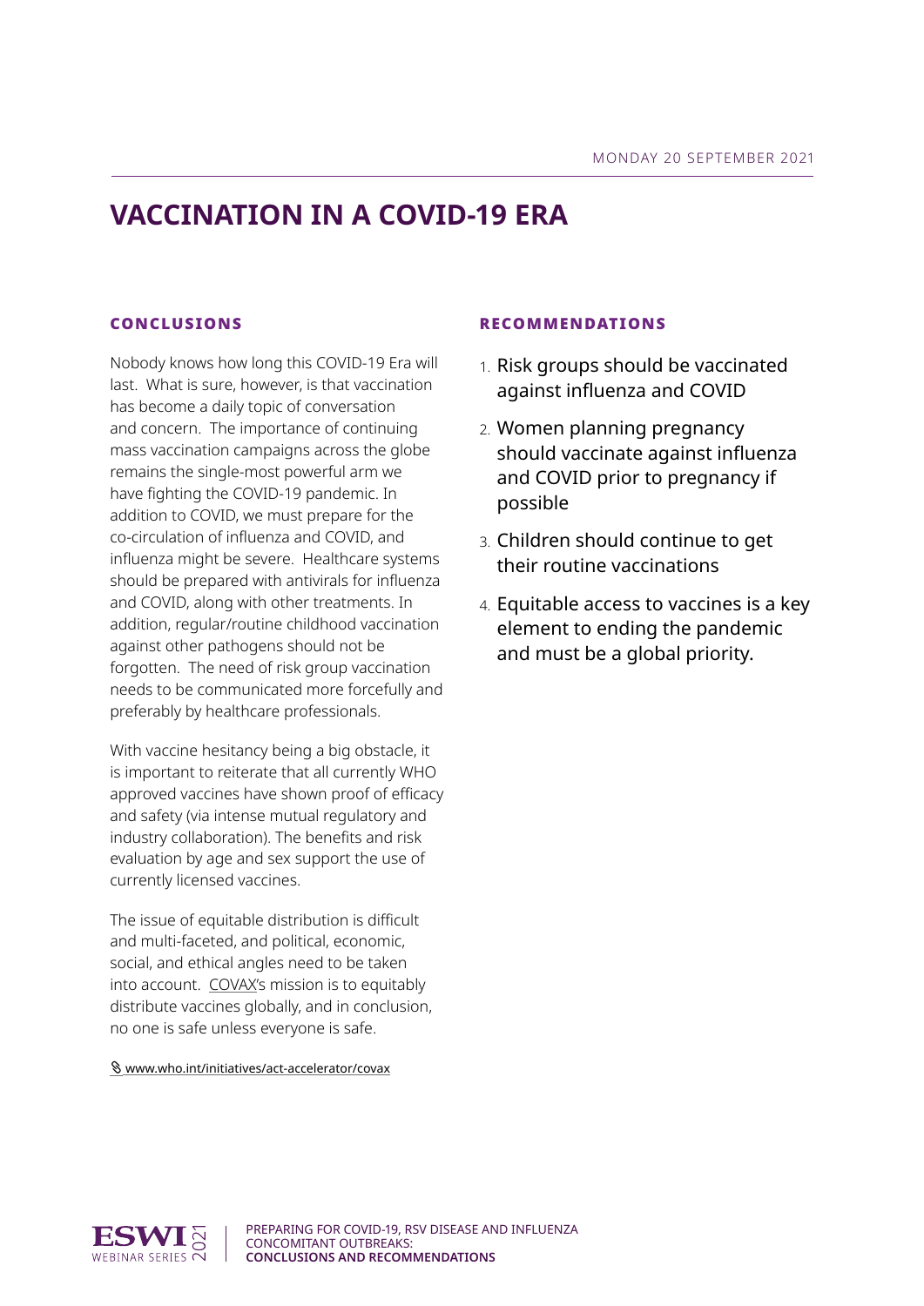# VACCINATION IN A COVID-19 ERA

## CONCLUSIONS

Nobody knows how long this COVID-19 Era will last. What is sure, however, is that vaccination has become a daily topic of conversation and concern. The importance of continuing mass vaccination campaigns across the globe remains the single-most powerful arm we have fighting the COVID-19 pandemic. In addition to COVID, we must prepare for the co-circulation of influenza and COVID, and influenza might be severe. Healthcare systems should be prepared with antivirals for influenza and COVID, along with other treatments. In addition, regular/routine childhood vaccination against other pathogens should not be forgotten. The need of risk group vaccination needs to be communicated more forcefully and preferably by healthcare professionals.

With vaccine hesitancy being a big obstacle, it is important to reiterate that all currently WHO approved vaccines have shown proof of efficacy and safety (via intense mutual regulatory and industry collaboration). The benefits and risk evaluation by age and sex support the use of currently licensed vaccines.

The issue of equitable distribution is difficult and multi-faceted, and political, economic, social, and ethical angles need to be taken into account. COVAX's mission is to equitably distribute vaccines globally, and in conclusion, no one is safe unless everyone is safe.

www.who.int/initiatives/act-accelerator/covax

## RECOMMENDATIONS

1. Risk groups should be vaccinated against influenza and COVID
2. Women planning pregnancy should vaccinate against influenza and COVID prior to pregnancy if possible
3. Children should continue to get their routine vaccinations
4. Equitable access to vaccines is a key element to ending the pandemic and must be a global priority.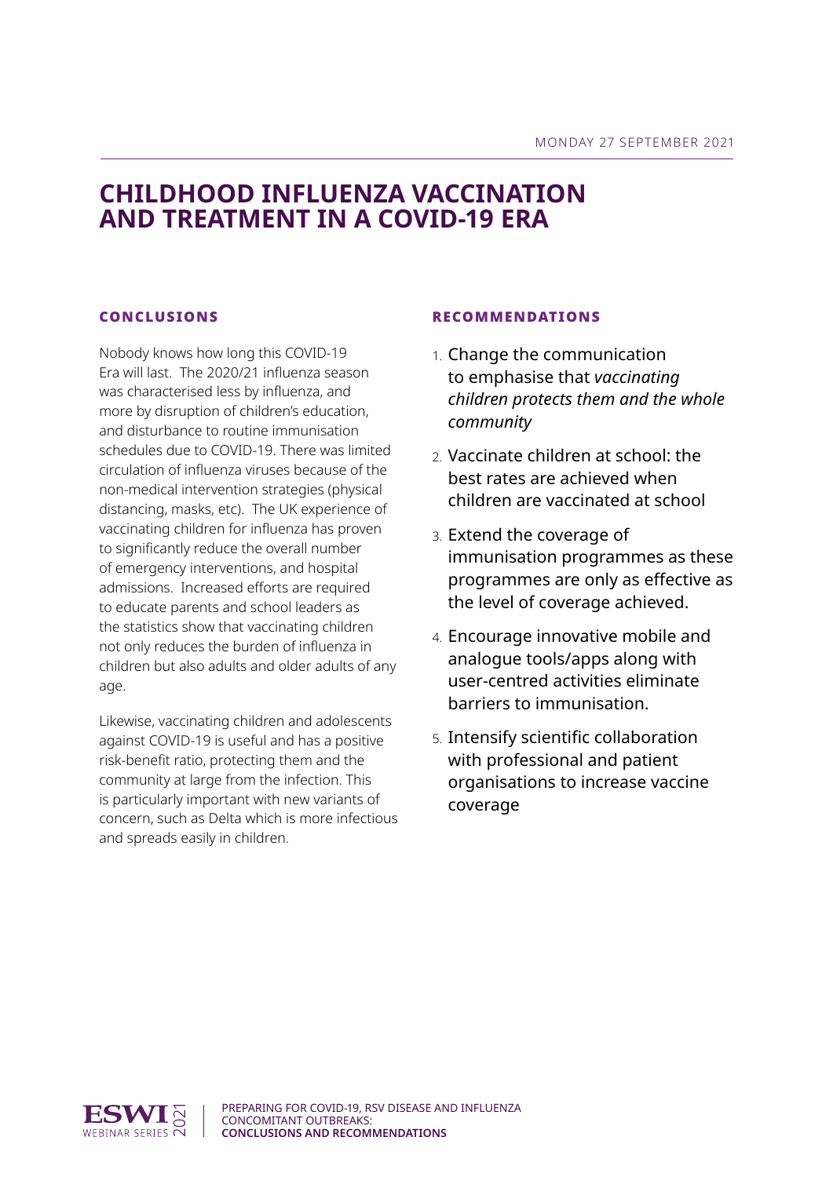MONDAY 27 SEPTEMBER 2021

# CHILDHOOD INFLUENZA VACCINATION AND TREATMENT IN A COVID-19 ERA

## CONCLUSIONS

Nobody knows how long this COVID-19 Era will last. The 2020/21 influenza season was characterised less by influenza, and more by disruption of children's education, and disturbance to routine immunisation schedules due to COVID-19. There was limited circulation of influenza viruses because of the non-medical intervention strategies (physical distancing, masks, etc). The UK experience of vaccinating children for influenza has proven to significantly reduce the overall number of emergency interventions, and hospital admissions. Increased efforts are required to educate parents and school leaders as the statistics show that vaccinating children not only reduces the burden of influenza in children but also adults and older adults of any age.

Likewise, vaccinating children and adolescents against COVID-19 is useful and has a positive risk-benefit ratio, protecting them and the community at large from the infection. This is particularly important with new variants of concern, such as Delta which is more infectious and spreads easily in children.

## RECOMMENDATIONS

1. Change the communication to emphasise that *vaccinating children protects them and the whole community*
2. Vaccinate children at school: the best rates are achieved when children are vaccinated at school
3. Extend the coverage of immunisation programmes as these programmes are only as effective as the level of coverage achieved.
4. Encourage innovative mobile and analogue tools/apps along with user-centred activities eliminate barriers to immunisation.
5. Intensify scientific collaboration with professional and patient organisations to increase vaccine coverage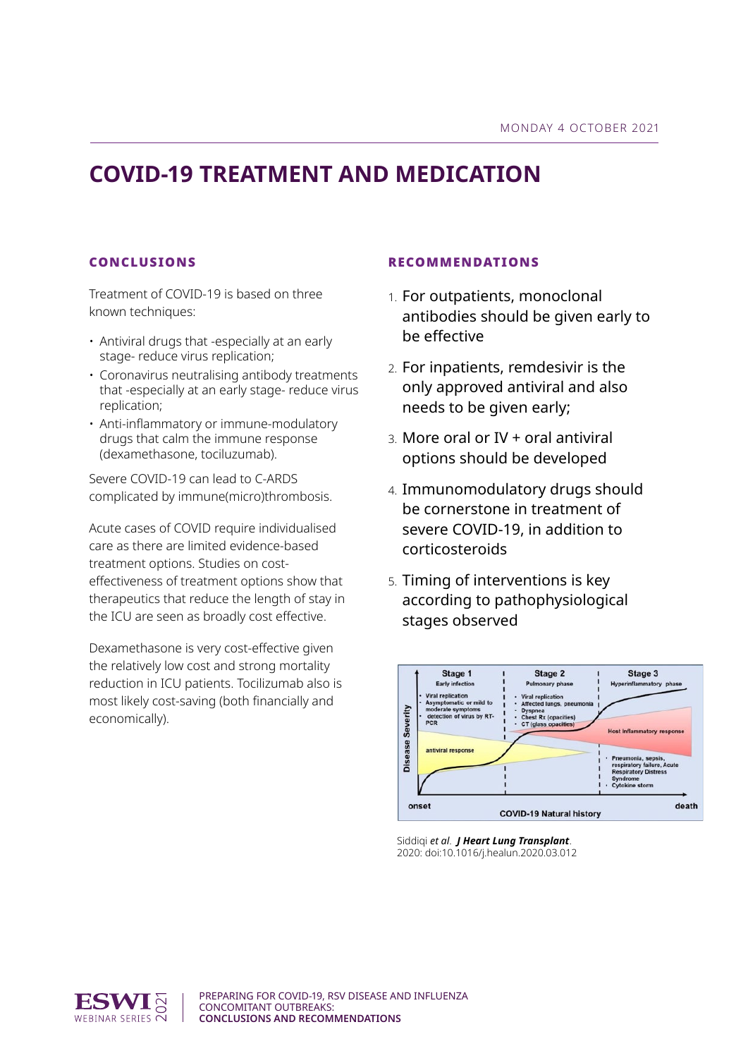# COVID-19 TREATMENT AND MEDICATION

## CONCLUSIONS

Treatment of COVID-19 is based on three known techniques:

- Antiviral drugs that -especially at an early stage- reduce virus replication;
- Coronavirus neutralising antibody treatments that -especially at an early stage- reduce virus replication;
- Anti-inflammatory or immune-modulatory drugs that calm the immune response (dexamethasone, tociluzumab).

Severe COVID-19 can lead to C-ARDS complicated by immune(micro)thrombosis.

Acute cases of COVID require individualised care as there are limited evidence-based treatment options. Studies on cost-effectiveness of treatment options show that therapeutics that reduce the length of stay in the ICU are seen as broadly cost effective.

Dexamethasone is very cost-effective given the relatively low cost and strong mortality reduction in ICU patients. Tocilizumab also is most likely cost-saving (both financially and economically).

## RECOMMENDATIONS

1. For outpatients, monoclonal antibodies should be given early to be effective
2. For inpatients, remdesivir is the only approved antiviral and also needs to be given early;
3. More oral or IV + oral antiviral options should be developed
4. Immunomodulatory drugs should be cornerstone in treatment of severe COVID-19, in addition to corticosteroids
5. Timing of interventions is key according to pathophysiological stages observed

Siddiqi *et al*. ***J Heart Lung Transplant***. 2020: doi:10.1016/j.healun.2020.03.012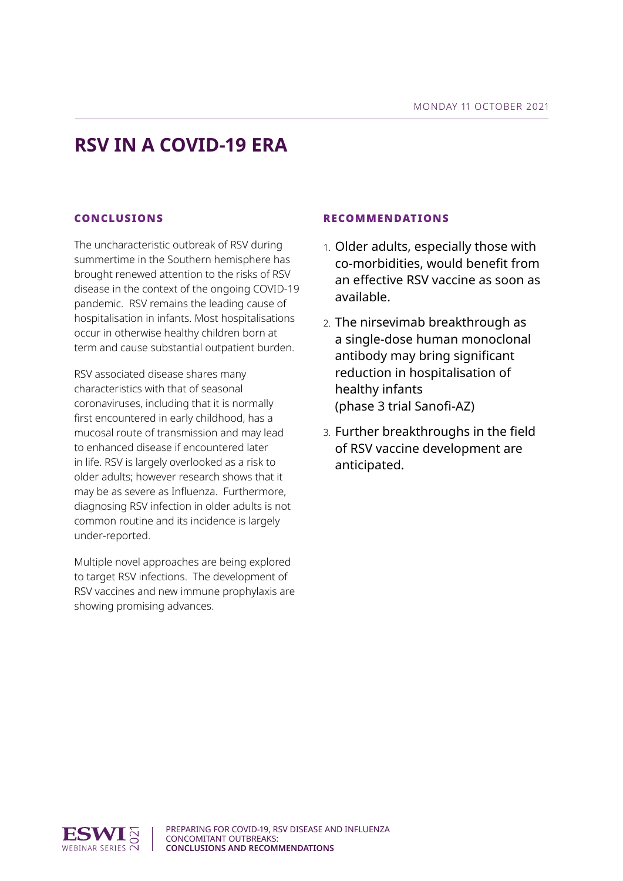MONDAY 11 OCTOBER 2021

# RSV IN A COVID-19 ERA

## CONCLUSIONS

The uncharacteristic outbreak of RSV during summertime in the Southern hemisphere has brought renewed attention to the risks of RSV disease in the context of the ongoing COVID-19 pandemic. RSV remains the leading cause of hospitalisation in infants. Most hospitalisations occur in otherwise healthy children born at term and cause substantial outpatient burden.

RSV associated disease shares many characteristics with that of seasonal coronaviruses, including that it is normally first encountered in early childhood, has a mucosal route of transmission and may lead to enhanced disease if encountered later in life. RSV is largely overlooked as a risk to older adults; however research shows that it may be as severe as Influenza. Furthermore, diagnosing RSV infection in older adults is not common routine and its incidence is largely under-reported.

Multiple novel approaches are being explored to target RSV infections. The development of RSV vaccines and new immune prophylaxis are showing promising advances.

## RECOMMENDATIONS

1. Older adults, especially those with co-morbidities, would benefit from an effective RSV vaccine as soon as available.
2. The nirsevimab breakthrough as a single-dose human monoclonal antibody may bring significant reduction in hospitalisation of healthy infants (phase 3 trial Sanofi-AZ)
3. Further breakthroughs in the field of RSV vaccine development are anticipated.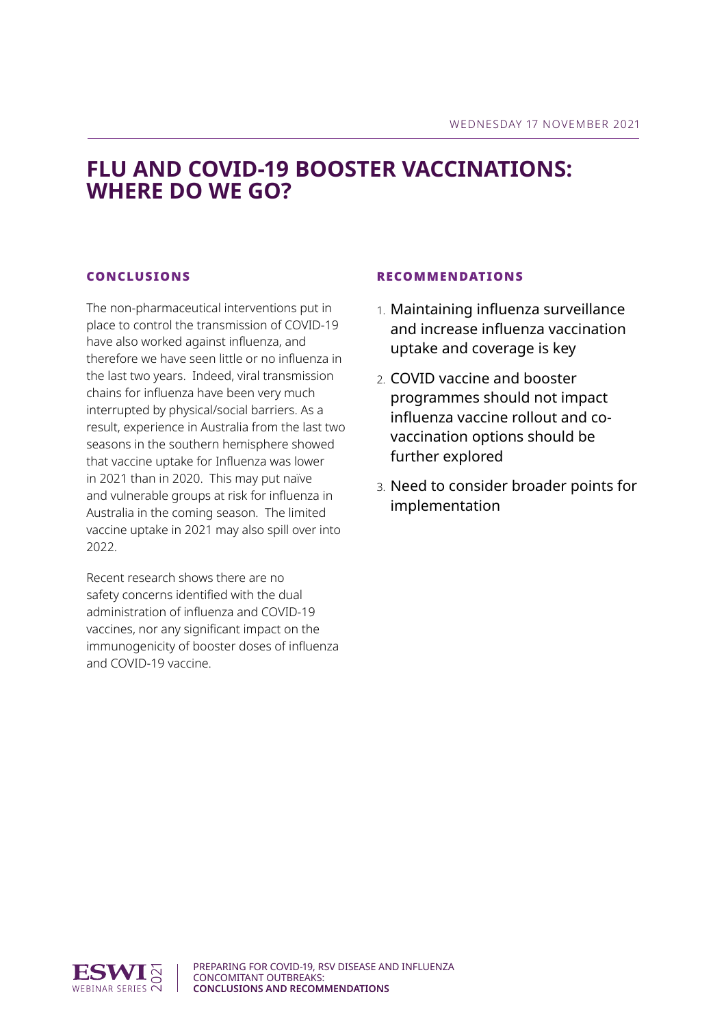WEDNESDAY 17 NOVEMBER 2021

# FLU AND COVID-19 BOOSTER VACCINATIONS: WHERE DO WE GO?

## CONCLUSIONS

The non-pharmaceutical interventions put in place to control the transmission of COVID-19 have also worked against influenza, and therefore we have seen little or no influenza in the last two years. Indeed, viral transmission chains for influenza have been very much interrupted by physical/social barriers. As a result, experience in Australia from the last two seasons in the southern hemisphere showed that vaccine uptake for Influenza was lower in 2021 than in 2020. This may put naïve and vulnerable groups at risk for influenza in Australia in the coming season. The limited vaccine uptake in 2021 may also spill over into 2022.

Recent research shows there are no safety concerns identified with the dual administration of influenza and COVID-19 vaccines, nor any significant impact on the immunogenicity of booster doses of influenza and COVID-19 vaccine.

## RECOMMENDATIONS

1. Maintaining influenza surveillance and increase influenza vaccination uptake and coverage is key
2. COVID vaccine and booster programmes should not impact influenza vaccine rollout and co-vaccination options should be further explored
3. Need to consider broader points for implementation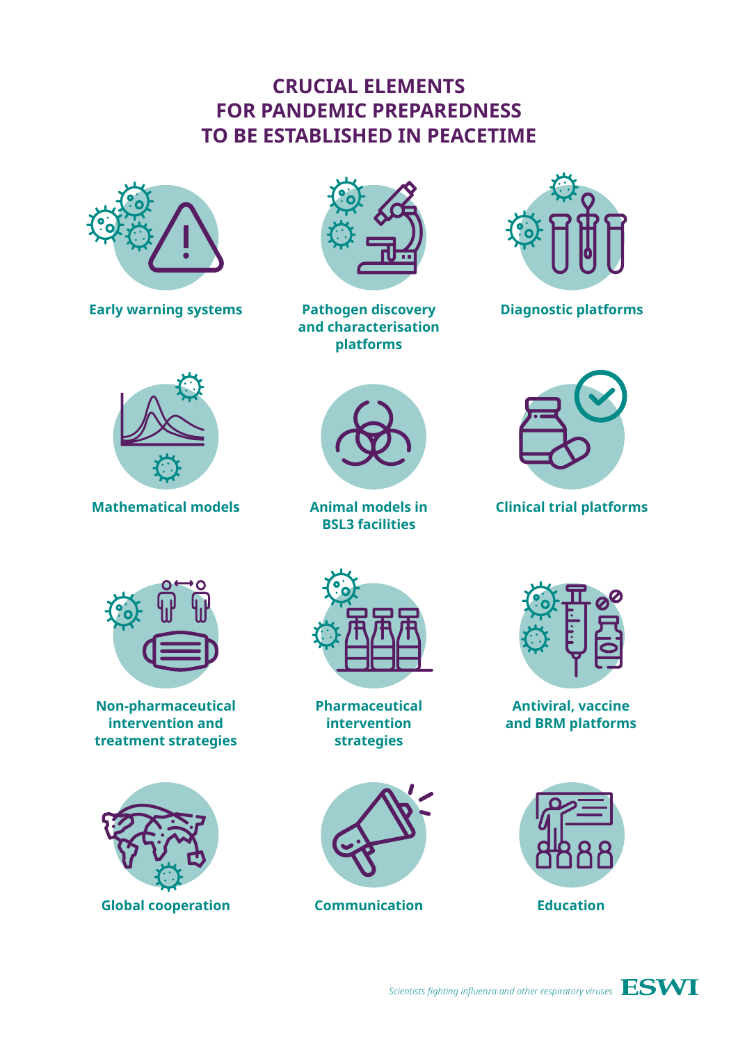# CRUCIAL ELEMENTS FOR PANDEMIC PREPAREDNESS TO BE ESTABLISHED IN PEACETIME

**Early warning systems**

**Pathogen discovery and characterisation platforms**

**Diagnostic platforms**

**Mathematical models**

**Animal models in BSL3 facilities**

**Clinical trial platforms**

**Non-pharmaceutical intervention and treatment strategies**

**Pharmaceutical intervention strategies**

**Antiviral, vaccine and BRM platforms**

**Global cooperation**

**Communication**

**Education**

*Scientists fighting influenza and other respiratory viruses* ESWI